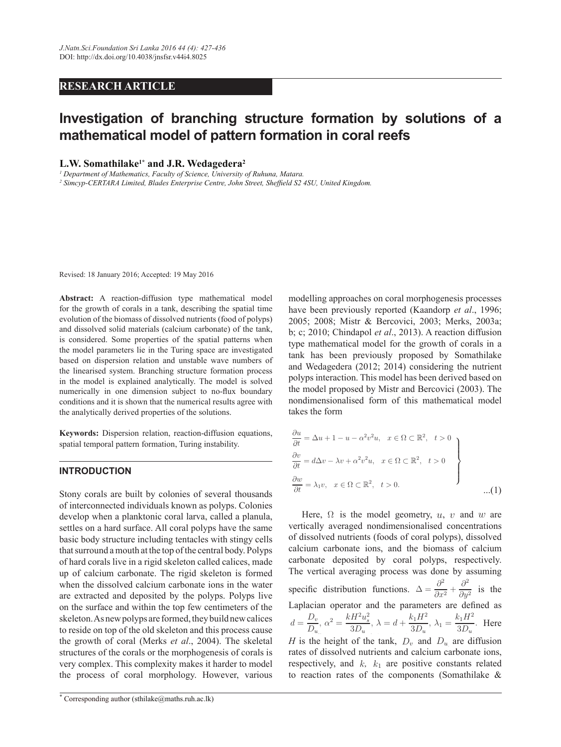RESEARCH ARTICLE

# Investigation of branching structure formation by solutions of a mathematical model of pattern formation in coral reefs

**L.W. Somathilake[1*] and J.R. Wedagedera[2]**

[1] *Department of Mathematics, Faculty of Science, University of Ruhuna, Matara.*
[2] *Simcyp-CERTARA Limited, Blades Enterprise Centre, John Street, Sheffield S2 4SU, United Kingdom.*

Revised: 18 January 2016; Accepted: 19 May 2016

**Abstract:** A reaction-diffusion type mathematical model for the growth of corals in a tank, describing the spatial time evolution of the biomass of dissolved nutrients (food of polyps) and dissolved solid materials (calcium carbonate) of the tank, is considered. Some properties of the spatial patterns when the model parameters lie in the Turing space are investigated based on dispersion relation and unstable wave numbers of the linearised system. Branching structure formation process in the model is explained analytically. The model is solved numerically in one dimension subject to no-flux boundary conditions and it is shown that the numerical results agree with the analytically derived properties of the solutions.

**Keywords:** Dispersion relation, reaction-diffusion equations, spatial temporal pattern formation, Turing instability.

## INTRODUCTION

Stony corals are built by colonies of several thousands of interconnected individuals known as polyps. Colonies develop when a planktonic coral larva, called a planula, settles on a hard surface. All coral polyps have the same basic body structure including tentacles with stingy cells that surround a mouth at the top of the central body. Polyps of hard corals live in a rigid skeleton called calices, made up of calcium carbonate. The rigid skeleton is formed when the dissolved calcium carbonate ions in the water are extracted and deposited by the polyps. Polyps live on the surface and within the top few centimeters of the skeleton. As new polyps are formed, they build new calices to reside on top of the old skeleton and this process cause the growth of coral (Merks *et al*., 2004). The skeletal structures of the corals or the morphogenesis of corals is very complex. This complexity makes it harder to model the process of coral morphology. However, various modelling approaches on coral morphogenesis processes have been previously reported (Kaandorp *et al*., 1996; 2005; 2008; Mistr & Bercovici, 2003; Merks, 2003a; b; c; 2010; Chindapol *et al*., 2013). A reaction diffusion type mathematical model for the growth of corals in a tank has been previously proposed by Somathilake and Wedagedera (2012; 2014) considering the nutrient polyps interaction. This model has been derived based on the model proposed by Mistr and Bercovici (2003). The nondimensionalised form of this mathematical model takes the form

$$\left.\begin{aligned}
\frac{\partial u}{\partial t} &= \Delta u + 1 - u - \alpha^2 v^2 u, \quad x \in \Omega \subset \mathbb{R}^2, \quad t > 0 \\
\frac{\partial v}{\partial t} &= d\Delta v - \lambda v + \alpha^2 v^2 u, \quad x \in \Omega \subset \mathbb{R}^2, \quad t > 0 \\
\frac{\partial w}{\partial t} &= \lambda_1 v, \quad x \in \Omega \subset \mathbb{R}^2, \quad t > 0.
\end{aligned}\right\} \qquad \text{...(1)}$$

Here, $\Omega$ is the model geometry, $u$, $v$ and $w$ are vertically averaged nondimensionalised concentrations of dissolved nutrients (foods of coral polyps), dissolved calcium carbonate ions, and the biomass of calcium carbonate deposited by coral polyps, respectively. The vertical averaging process was done by assuming specific distribution functions. $\Delta = \dfrac{\partial^2}{\partial x^2} + \dfrac{\partial^2}{\partial y^2}$ is the Laplacian operator and the parameters are defined as $d = \dfrac{D_v}{D_u}$, $\alpha^2 = \dfrac{kH^2 u_s^2}{3D_u}$, $\lambda = d + \dfrac{k_1 H^2}{3D_u}$, $\lambda_1 = \dfrac{k_1 H^2}{3D_u}$. Here $H$ is the height of the tank, $D_v$ and $D_u$ are diffusion rates of dissolved nutrients and calcium carbonate ions, respectively, and $k$, $k_1$ are positive constants related to reaction rates of the components (Somathilake &

[*] Corresponding author (sthilake@maths.ruh.ac.lk)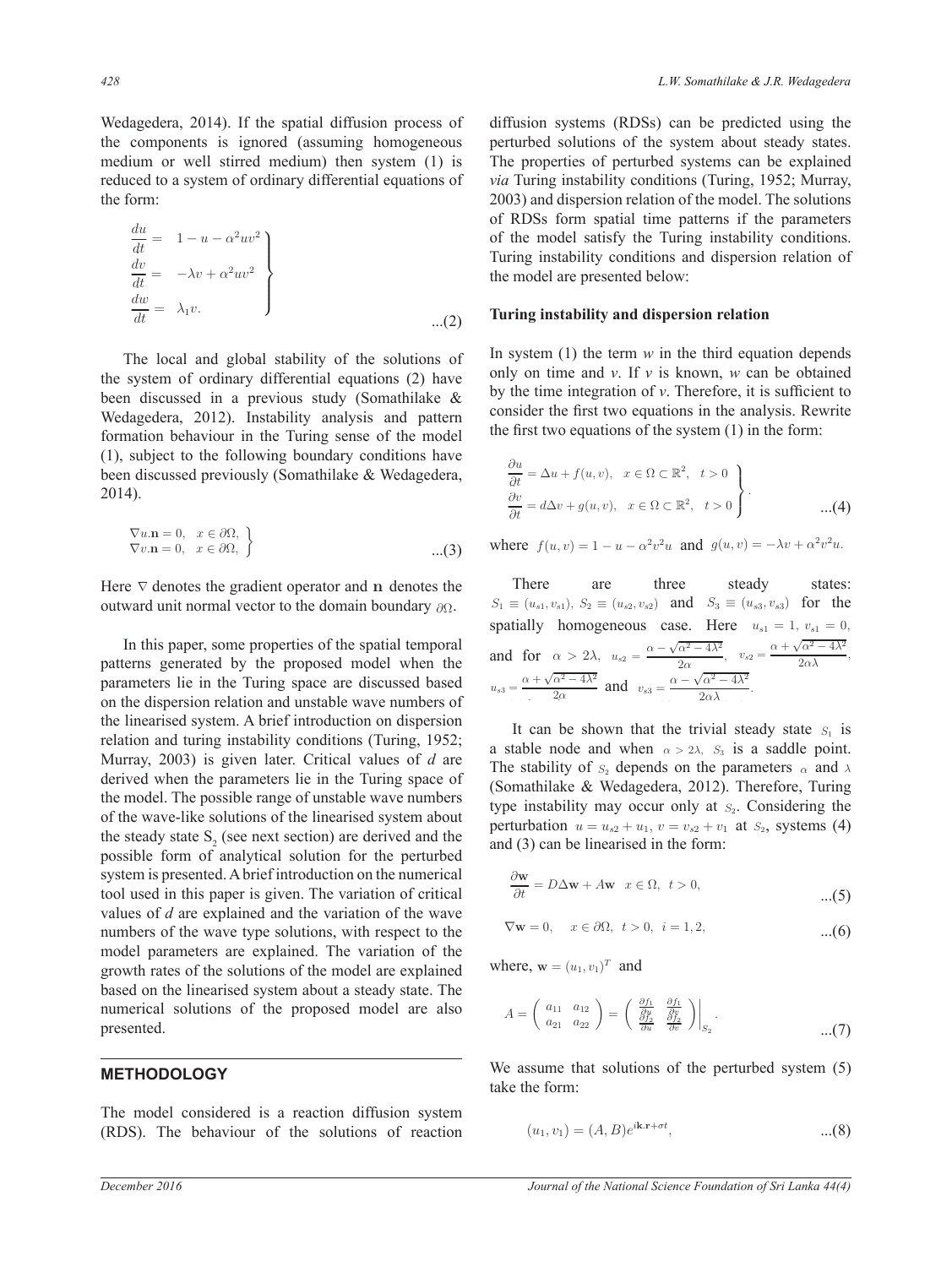Wedagedera, 2014). If the spatial diffusion process of the components is ignored (assuming homogeneous medium or well stirred medium) then system (1) is reduced to a system of ordinary differential equations of the form:

$$\left.\begin{aligned} \frac{du}{dt} &= 1 - u - \alpha^2 uv^2 \\ \frac{dv}{dt} &= -\lambda v + \alpha^2 uv^2 \\ \frac{dw}{dt} &= \lambda_1 v. \end{aligned}\right\} \qquad ...(2)$$

The local and global stability of the solutions of the system of ordinary differential equations (2) have been discussed in a previous study (Somathilake & Wedagedera, 2012). Instability analysis and pattern formation behaviour in the Turing sense of the model (1), subject to the following boundary conditions have been discussed previously (Somathilake & Wedagedera, 2014).

$$\left.\begin{aligned} \nabla u.\mathbf{n} = 0, \quad x \in \partial\Omega, \\ \nabla v.\mathbf{n} = 0, \quad x \in \partial\Omega, \end{aligned}\right\} \qquad ...(3)$$

Here $\nabla$ denotes the gradient operator and $\mathbf{n}$ denotes the outward unit normal vector to the domain boundary $\partial\Omega$.

In this paper, some properties of the spatial temporal patterns generated by the proposed model when the parameters lie in the Turing space are discussed based on the dispersion relation and unstable wave numbers of the linearised system. A brief introduction on dispersion relation and turing instability conditions (Turing, 1952; Murray, 2003) is given later. Critical values of $d$ are derived when the parameters lie in the Turing space of the model. The possible range of unstable wave numbers of the wave-like solutions of the linearised system about the steady state $S_2$ (see next section) are derived and the possible form of analytical solution for the perturbed system is presented. A brief introduction on the numerical tool used in this paper is given. The variation of critical values of $d$ are explained and the variation of the wave numbers of the wave type solutions, with respect to the model parameters are explained. The variation of the growth rates of the solutions of the model are explained based on the linearised system about a steady state. The numerical solutions of the proposed model are also presented.

## METHODOLOGY

The model considered is a reaction diffusion system (RDS). The behaviour of the solutions of reaction diffusion systems (RDSs) can be predicted using the perturbed solutions of the system about steady states. The properties of perturbed systems can be explained *via* Turing instability conditions (Turing, 1952; Murray, 2003) and dispersion relation of the model. The solutions of RDSs form spatial time patterns if the parameters of the model satisfy the Turing instability conditions. Turing instability conditions and dispersion relation of the model are presented below:

### Turing instability and dispersion relation

In system (1) the term $w$ in the third equation depends only on time and $v$. If $v$ is known, $w$ can be obtained by the time integration of $v$. Therefore, it is sufficient to consider the first two equations in the analysis. Rewrite the first two equations of the system (1) in the form:

$$\left.\begin{aligned} \frac{\partial u}{\partial t} &= \Delta u + f(u, v), \quad x \in \Omega \subset \mathbb{R}^2, \quad t > 0 \\ \frac{\partial v}{\partial t} &= d\Delta v + g(u, v), \quad x \in \Omega \subset \mathbb{R}^2, \quad t > 0 \end{aligned}\right\}. \qquad ...(4)$$

where $f(u, v) = 1 - u - \alpha^2 v^2 u$ and $g(u, v) = -\lambda v + \alpha^2 v^2 u$.

There are three steady states: $S_1 \equiv (u_{s1}, v_{s1})$, $S_2 \equiv (u_{s2}, v_{s2})$ and $S_3 \equiv (u_{s3}, v_{s3})$ for the spatially homogeneous case. Here $u_{s1} = 1,\ v_{s1} = 0$, and for $\alpha > 2\lambda$, $u_{s2} = \frac{\alpha - \sqrt{\alpha^2 - 4\lambda^2}}{2\alpha}$, $v_{s2} = \frac{\alpha + \sqrt{\alpha^2 - 4\lambda^2}}{2\alpha\lambda}$, $u_{s3} = \frac{\alpha + \sqrt{\alpha^2 - 4\lambda^2}}{2\alpha}$ and $v_{s3} = \frac{\alpha - \sqrt{\alpha^2 - 4\lambda^2}}{2\alpha\lambda}$.

It can be shown that the trivial steady state $S_1$ is a stable node and when $\alpha > 2\lambda$, $S_3$ is a saddle point. The stability of $S_2$ depends on the parameters $\alpha$ and $\lambda$ (Somathilake & Wedagedera, 2012). Therefore, Turing type instability may occur only at $S_2$. Considering the perturbation $u = u_{s2} + u_1,\ v = v_{s2} + v_1$ at $S_2$, systems (4) and (3) can be linearised in the form:

$$\frac{\partial \mathbf{w}}{\partial t} = D\Delta\mathbf{w} + A\mathbf{w} \quad x \in \Omega,\ t > 0, \qquad ...(5)$$

$$\nabla\mathbf{w} = 0, \quad x \in \partial\Omega,\ t > 0,\ i = 1, 2, \qquad ...(6)$$

where, $\mathbf{w} = (u_1, v_1)^T$ and

$$A = \begin{pmatrix} a_{11} & a_{12} \\ a_{21} & a_{22} \end{pmatrix} = \begin{pmatrix} \frac{\partial f_1}{\partial u} & \frac{\partial f_1}{\partial v} \\ \frac{\partial f_2}{\partial u} & \frac{\partial f_2}{\partial v} \end{pmatrix}\Bigg|_{S_2}. \qquad ...(7)$$

We assume that solutions of the perturbed system (5) take the form:

$$(u_1, v_1) = (A, B)e^{i\mathbf{k}.\mathbf{r} + \sigma t}, \qquad ...(8)$$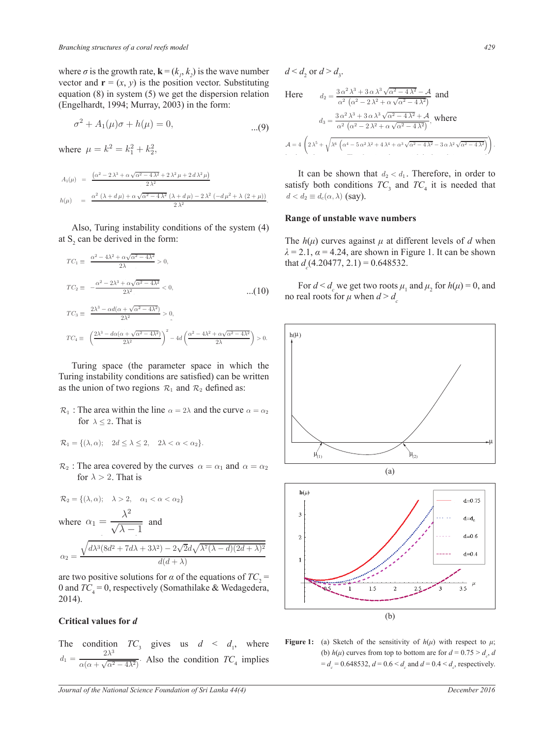where $\sigma$ is the growth rate, $\mathbf{k} = (k_1, k_2)$ is the wave number vector and $\mathbf{r} = (x, y)$ is the position vector. Substituting equation (8) in system (5) we get the dispersion relation (Engelhardt, 1994; Murray, 2003) in the form:

$$\sigma^2 + A_1(\mu)\sigma + h(\mu) = 0, \qquad \text{...(9)}$$

where $\mu = k^2 = k_1^2 + k_2^2$,

$$A_1(\mu) = \frac{\left(\alpha^2 - 2\lambda^3 + \alpha\sqrt{\alpha^2 - 4\lambda^2} + 2\lambda^2\mu + 2d\lambda^2\mu\right)}{2\lambda^2}$$

$$h(\mu) = \frac{\alpha^2(\lambda + d\mu) + \alpha\sqrt{\alpha^2 - 4\lambda^2}(\lambda + d\mu) - 2\lambda^2(-d\mu^2 + \lambda(2 + \mu))}{2\lambda^2}.$$

Also, Turing instability conditions of the system (4) at $S_2$ can be derived in the form:

$$TC_1 \equiv \frac{\alpha^2 - 4\lambda^2 + \alpha\sqrt{\alpha^2 - 4\lambda^2}}{2\lambda} > 0,$$

$$TC_2 \equiv -\frac{\alpha^2 - 2\lambda^3 + \alpha\sqrt{\alpha^2 - 4\lambda^2}}{2\lambda^2} < 0, \qquad \text{...(10)}$$

$$TC_3 \equiv \frac{2\lambda^3 - \alpha d(\alpha + \sqrt{\alpha^2 - 4\lambda^2})}{2\lambda^2} > 0,$$

$$TC_4 \equiv \left(\frac{2\lambda^3 - d\alpha(\alpha + \sqrt{\alpha^2 - 4\lambda^2})}{2\lambda^2}\right)^2 - 4d\left(\frac{\alpha^2 - 4\lambda^2 + \alpha\sqrt{\alpha^2 - 4\lambda^2}}{2\lambda}\right) > 0.$$

Turing space (the parameter space in which the Turing instability conditions are satisfied) can be written as the union of two regions $\mathcal{R}_1$ and $\mathcal{R}_2$ defined as:

$\mathcal{R}_1$ : The area within the line $\alpha = 2\lambda$ and the curve $\alpha = \alpha_2$ for $\lambda \leq 2$. That is

$$\mathcal{R}_1 = \{(\lambda, \alpha); \quad 2d \leq \lambda \leq 2, \quad 2\lambda < \alpha < \alpha_2\}.$$

$\mathcal{R}_2$ : The area covered by the curves $\alpha = \alpha_1$ and $\alpha = \alpha_2$ for $\lambda > 2$. That is

$$\mathcal{R}_2 = \{(\lambda, \alpha); \quad \lambda > 2, \quad \alpha_1 < \alpha < \alpha_2\}$$

where $\alpha_1 = \dfrac{\lambda^2}{\sqrt{\lambda - 1}}$ and

$$\alpha_2 = \frac{\sqrt{d\lambda^3(8d^2 + 7d\lambda + 3\lambda^2) - 2\sqrt{2}d\sqrt{\lambda^7(\lambda - d)(2d + \lambda)^2}}}{d(d + \lambda)}$$

are two positive solutions for $\alpha$ of the equations of $TC_2 = 0$ and $TC_4 = 0$, respectively (Somathilake & Wedagedera, 2014).

### Critical values for *d*

The condition $TC_3$ gives us $d < d_1$, where $d_1 = \dfrac{2\lambda^3}{\alpha(\alpha + \sqrt{\alpha^2 - 4\lambda^2})}$. Also the condition $TC_4$ implies $d < d_2$ or $d > d_3$.

Here $d_2 = \dfrac{3\alpha^2\lambda^3 + 3\alpha\lambda^3\sqrt{\alpha^2 - 4\lambda^2} - \mathcal{A}}{\alpha^2\left(\alpha^2 - 2\lambda^2 + \alpha\sqrt{\alpha^2 - 4\lambda^2}\right)}$ and

$d_3 = \dfrac{3\alpha^2\lambda^3 + 3\alpha\lambda^3\sqrt{\alpha^2 - 4\lambda^2} + \mathcal{A}}{\alpha^2\left(\alpha^2 - 2\lambda^2 + \alpha\sqrt{\alpha^2 - 4\lambda^2}\right)}$, where

$$\mathcal{A} = 4\left(2\lambda^5 + \sqrt{\lambda^6\left(\alpha^4 - 5\alpha^2\lambda^2 + 4\lambda^4 + \alpha^3\sqrt{\alpha^2 - 4\lambda^2} - 3\alpha\lambda^2\sqrt{\alpha^2 - 4\lambda^2}\right)}\right).$$

It can be shown that $d_2 < d_1$. Therefore, in order to satisfy both conditions $TC_3$ and $TC_4$ it is needed that $d < d_2 \equiv d_c(\alpha, \lambda)$ (say).

### Range of unstable wave numbers

The $h(\mu)$ curves against $\mu$ at different levels of $d$ when $\lambda = 2.1$, $\alpha = 4.24$, are shown in Figure 1. It can be shown that $d_c(4.20477, 2.1) = 0.648532$.

For $d < d_c$ we get two roots $\mu_1$ and $\mu_2$ for $h(\mu) = 0$, and no real roots for $\mu$ when $d > d_c$

(a)

(b)

**Figure 1:** (a) Sketch of the sensitivity of $h(\mu)$ with respect to $\mu$; (b) $h(\mu)$ curves from top to bottom are for $d = 0.75 > d_c$, $d = d_c = 0.648532$, $d = 0.6 < d_c$ and $d = 0.4 < d_c$, respectively.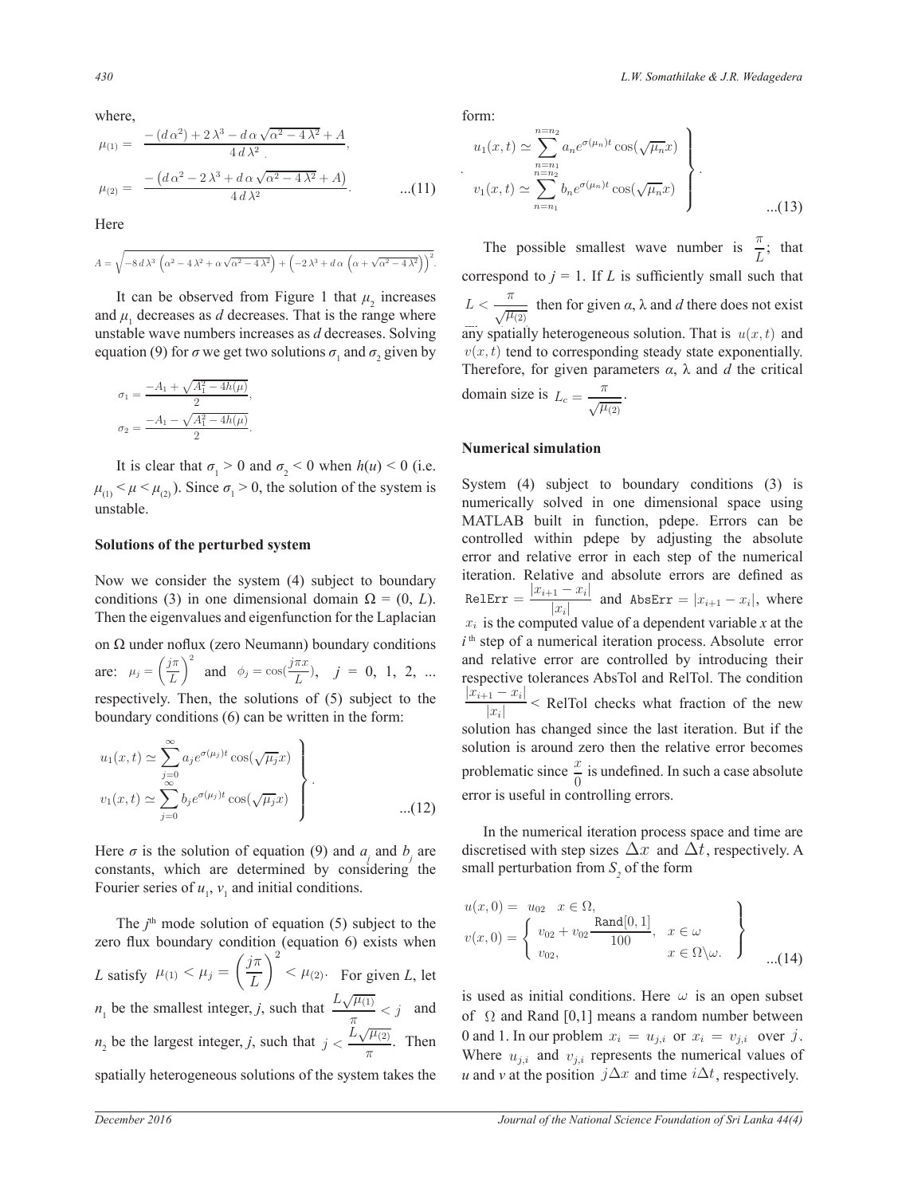where,

$$\mu_{(1)} = \frac{-\left(d\,\alpha^2\right) + 2\,\lambda^3 - d\,\alpha\,\sqrt{\alpha^2 - 4\,\lambda^2} + A}{4\,d\,\lambda^2},$$

$$\mu_{(2)} = \frac{-\left(d\,\alpha^2 - 2\,\lambda^3 + d\,\alpha\,\sqrt{\alpha^2 - 4\,\lambda^2} + A\right)}{4\,d\,\lambda^2}. \qquad ...(11)$$

Here

$$A = \sqrt{-8\,d\,\lambda^3\,\left(\alpha^2 - 4\,\lambda^2 + \alpha\,\sqrt{\alpha^2 - 4\,\lambda^2}\right) + \left(-2\,\lambda^3 + d\,\alpha\,\left(\alpha + \sqrt{\alpha^2 - 4\,\lambda^2}\right)\right)^2}.$$

It can be observed from Figure 1 that $\mu_2$ increases and $\mu_1$ decreases as $d$ decreases. That is the range where unstable wave numbers increases as $d$ decreases. Solving equation (9) for $\sigma$ we get two solutions $\sigma_1$ and $\sigma_2$ given by

$$\sigma_1 = \frac{-A_1 + \sqrt{A_1^2 - 4h(\mu)}}{2},$$

$$\sigma_2 = \frac{-A_1 - \sqrt{A_1^2 - 4h(\mu)}}{2}.$$

It is clear that $\sigma_1 > 0$ and $\sigma_2 < 0$ when $h(u) < 0$ (i.e. $\mu_{(1)} < \mu < \mu_{(2)}$). Since $\sigma_1 > 0$, the solution of the system is unstable.

## Solutions of the perturbed system

Now we consider the system (4) subject to boundary conditions (3) in one dimensional domain $\Omega = (0, L)$. Then the eigenvalues and eigenfunction for the Laplacian on $\Omega$ under noflux (zero Neumann) boundary conditions are: $\mu_j = \left(\frac{j\pi}{L}\right)^2$ and $\phi_j = \cos(\frac{j\pi x}{L})$, $j = 0, 1, 2, ...$ respectively. Then, the solutions of (5) subject to the boundary conditions (6) can be written in the form:

$$\left.\begin{aligned} u_1(x,t) &\simeq \sum_{j=0}^{\infty} a_j e^{\sigma(\mu_j)t}\cos(\sqrt{\mu_j}x) \\ v_1(x,t) &\simeq \sum_{j=0}^{\infty} b_j e^{\sigma(\mu_j)t}\cos(\sqrt{\mu_j}x) \end{aligned}\right\}. \qquad ...(12)$$

Here $\sigma$ is the solution of equation (9) and $a_j$ and $b_j$ are constants, which are determined by considering the Fourier series of $u_1$, $v_1$ and initial conditions.

The $j^{\text{th}}$ mode solution of equation (5) subject to the zero flux boundary condition (equation 6) exists when $L$ satisfy $\mu_{(1)} < \mu_j = \left(\frac{j\pi}{L}\right)^2 < \mu_{(2)}$. For given $L$, let $n_1$ be the smallest integer, $j$, such that $\frac{L\sqrt{\mu_{(1)}}}{\pi} < j$ and $n_2$ be the largest integer, $j$, such that $j < \frac{L\sqrt{\mu_{(2)}}}{\pi}$. Then spatially heterogeneous solutions of the system takes the form:

$$\left.\begin{aligned} u_1(x,t) &\simeq \sum_{n=n_1}^{n=n_2} a_n e^{\sigma(\mu_n)t}\cos(\sqrt{\mu_n}x) \\ v_1(x,t) &\simeq \sum_{n=n_1}^{n=n_2} b_n e^{\sigma(\mu_n)t}\cos(\sqrt{\mu_n}x) \end{aligned}\right\}. \qquad ...(13)$$

The possible smallest wave number is $\frac{\pi}{L}$; that correspond to $j = 1$. If $L$ is sufficiently small such that $L < \frac{\pi}{\sqrt{\mu_{(2)}}}$ then for given $\alpha$, $\lambda$ and $d$ there does not exist any spatially heterogeneous solution. That is $u(x,t)$ and $v(x,t)$ tend to corresponding steady state exponentially. Therefore, for given parameters $\alpha$, $\lambda$ and $d$ the critical domain size is $L_c = \frac{\pi}{\sqrt{\mu_{(2)}}}$.

## Numerical simulation

System (4) subject to boundary conditions (3) is numerically solved in one dimensional space using MATLAB built in function, pdepe. Errors can be controlled within pdepe by adjusting the absolute error and relative error in each step of the numerical iteration. Relative and absolute errors are defined as $\texttt{RelErr} = \frac{|x_{i+1} - x_i|}{|x_i|}$ and $\texttt{AbsErr} = |x_{i+1} - x_i|$, where $x_i$ is the computed value of a dependent variable $x$ at the $i^{\text{th}}$ step of a numerical iteration process. Absolute error and relative error are controlled by introducing their respective tolerances AbsTol and RelTol. The condition $\frac{|x_{i+1} - x_i|}{|x_i|} <$ RelTol checks what fraction of the new solution has changed since the last iteration. But if the solution is around zero then the relative error becomes problematic since $\frac{x}{0}$ is undefined. In such a case absolute error is useful in controlling errors.

In the numerical iteration process space and time are discretised with step sizes $\Delta x$ and $\Delta t$, respectively. A small perturbation from $S_2$ of the form

$$\left.\begin{aligned} u(x,0) &= u_{02} \quad x \in \Omega, \\ v(x,0) &= \begin{cases} v_{02} + v_{02}\dfrac{\texttt{Rand}[0,1]}{100}, & x \in \omega \\ v_{02}, & x \in \Omega\backslash\omega. \end{cases} \end{aligned}\right\} \qquad ...(14)$$

is used as initial conditions. Here $\omega$ is an open subset of $\Omega$ and Rand [0,1] means a random number between 0 and 1. In our problem $x_i = u_{j,i}$ or $x_i = v_{j,i}$ over $j$. Where $u_{j,i}$ and $v_{j,i}$ represents the numerical values of $u$ and $v$ at the position $j\Delta x$ and time $i\Delta t$, respectively.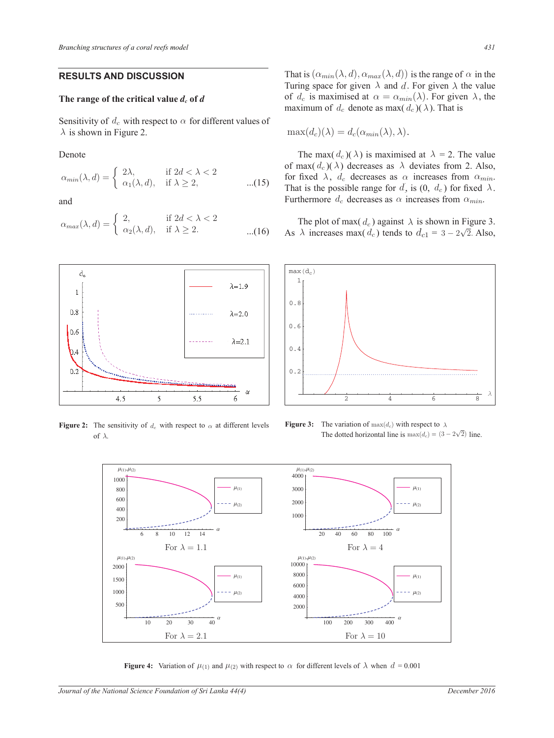## RESULTS AND DISCUSSION

### The range of the critical value $d_c$ of $d$

Sensitivity of $d_c$ with respect to $\alpha$ for different values of $\lambda$ is shown in Figure 2.

Denote

$$\alpha_{min}(\lambda, d) = \begin{cases} 2\lambda, & \text{if } 2d < \lambda < 2 \\ \alpha_1(\lambda, d), & \text{if } \lambda \geq 2, \end{cases} \quad ...(15)$$

and

$$\alpha_{max}(\lambda, d) = \begin{cases} 2, & \text{if } 2d < \lambda < 2 \\ \alpha_2(\lambda, d), & \text{if } \lambda \geq 2. \end{cases} \quad ...(16)$$

That is $(\alpha_{min}(\lambda, d), \alpha_{max}(\lambda, d))$ is the range of $\alpha$ in the Turing space for given $\lambda$ and $d$. For given $\lambda$ the value of $d_c$ is maximised at $\alpha = \alpha_{min}(\lambda)$. For given $\lambda$, the maximum of $d_c$ denote as max($d_c$)($\lambda$). That is

$$\max(d_c)(\lambda) = d_c(\alpha_{min}(\lambda), \lambda).$$

The max($d_c$)($\lambda$) is maximised at $\lambda = 2$. The value of max($d_c$)($\lambda$) decreases as $\lambda$ deviates from 2. Also, for fixed $\lambda$, $d_c$ decreases as $\alpha$ increases from $\alpha_{min}$. That is the possible range for $d$, is (0, $d_c$) for fixed $\lambda$. Furthermore $d_c$ decreases as $\alpha$ increases from $\alpha_{min}$.

The plot of max($d_c$) against $\lambda$ is shown in Figure 3. As $\lambda$ increases max($d_c$) tends to $d_{c1} = 3 - 2\sqrt{2}$. Also,

**Figure 2:** The sensitivity of $d_c$ with respect to $\alpha$ at different levels of $\lambda$.

**Figure 3:** The variation of $\max(d_c)$ with respect to $\lambda$. The dotted horizontal line is $\max(d_c) = (3 - 2\sqrt{2})$ line.

**Figure 4:** Variation of $\mu_{(1)}$ and $\mu_{(2)}$ with respect to $\alpha$ for different levels of $\lambda$ when $d = 0.001$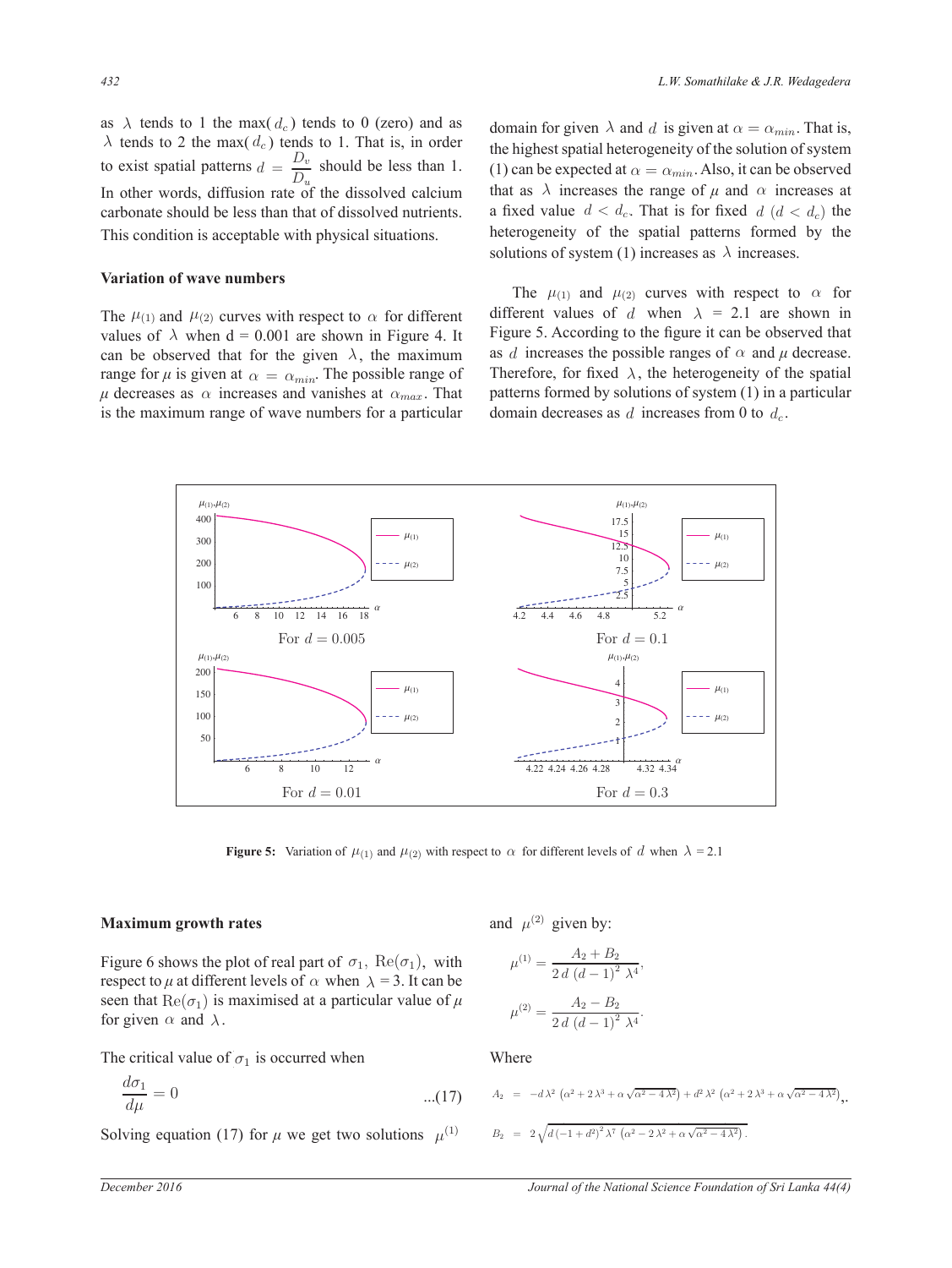as $\lambda$ tends to 1 the max( $d_c$ ) tends to 0 (zero) and as $\lambda$ tends to 2 the max( $d_c$ ) tends to 1. That is, in order to exist spatial patterns $d = \dfrac{D_v}{D_u}$ should be less than 1. In other words, diffusion rate of the dissolved calcium carbonate should be less than that of dissolved nutrients. This condition is acceptable with physical situations.

### Variation of wave numbers

The $\mu_{(1)}$ and $\mu_{(2)}$ curves with respect to $\alpha$ for different values of $\lambda$ when d = 0.001 are shown in Figure 4. It can be observed that for the given $\lambda$, the maximum range for $\mu$ is given at $\alpha = \alpha_{min}$. The possible range of $\mu$ decreases as $\alpha$ increases and vanishes at $\alpha_{max}$. That is the maximum range of wave numbers for a particular domain for given $\lambda$ and $d$ is given at $\alpha = \alpha_{min}$. That is, the highest spatial heterogeneity of the solution of system (1) can be expected at $\alpha = \alpha_{min}$. Also, it can be observed that as $\lambda$ increases the range of $\mu$ and $\alpha$ increases at a fixed value $d < d_c$. That is for fixed $d$ $(d < d_c)$ the heterogeneity of the spatial patterns formed by the solutions of system (1) increases as $\lambda$ increases.

The $\mu_{(1)}$ and $\mu_{(2)}$ curves with respect to $\alpha$ for different values of $d$ when $\lambda$ = 2.1 are shown in Figure 5. According to the figure it can be observed that as $d$ increases the possible ranges of $\alpha$ and $\mu$ decrease. Therefore, for fixed $\lambda$, the heterogeneity of the spatial patterns formed by solutions of system (1) in a particular domain decreases as $d$ increases from 0 to $d_c$.

**Figure 5:** Variation of $\mu_{(1)}$ and $\mu_{(2)}$ with respect to $\alpha$ for different levels of $d$ when $\lambda$ = 2.1

### Maximum growth rates

Figure 6 shows the plot of real part of $\sigma_1$, $\mathrm{Re}(\sigma_1)$, with respect to $\mu$ at different levels of $\alpha$ when $\lambda$ = 3. It can be seen that $\mathrm{Re}(\sigma_1)$ is maximised at a particular value of $\mu$ for given $\alpha$ and $\lambda$.

The critical value of $\sigma_1$ is occurred when

$$\frac{d\sigma_1}{d\mu} = 0 \qquad \text{...(17)}$$

Solving equation (17) for $\mu$ we get two solutions $\mu^{(1)}$ and $\mu^{(2)}$ given by:

$$\mu^{(1)} = \frac{A_2 + B_2}{2\,d\,(d-1)^2\,\lambda^4},$$

$$\mu^{(2)} = \frac{A_2 - B_2}{2\,d\,(d-1)^2\,\lambda^4}.$$

Where

$$A_2 = -d\,\lambda^2\left(\alpha^2 + 2\lambda^3 + \alpha\sqrt{\alpha^2 - 4\lambda^2}\right) + d^2\lambda^2\left(\alpha^2 + 2\lambda^3 + \alpha\sqrt{\alpha^2 - 4\lambda^2}\right),$$

$$B_2 = 2\sqrt{d\,(-1+d^2)^2\,\lambda^7\left(\alpha^2 - 2\lambda^2 + \alpha\sqrt{\alpha^2 - 4\lambda^2}\right)}.$$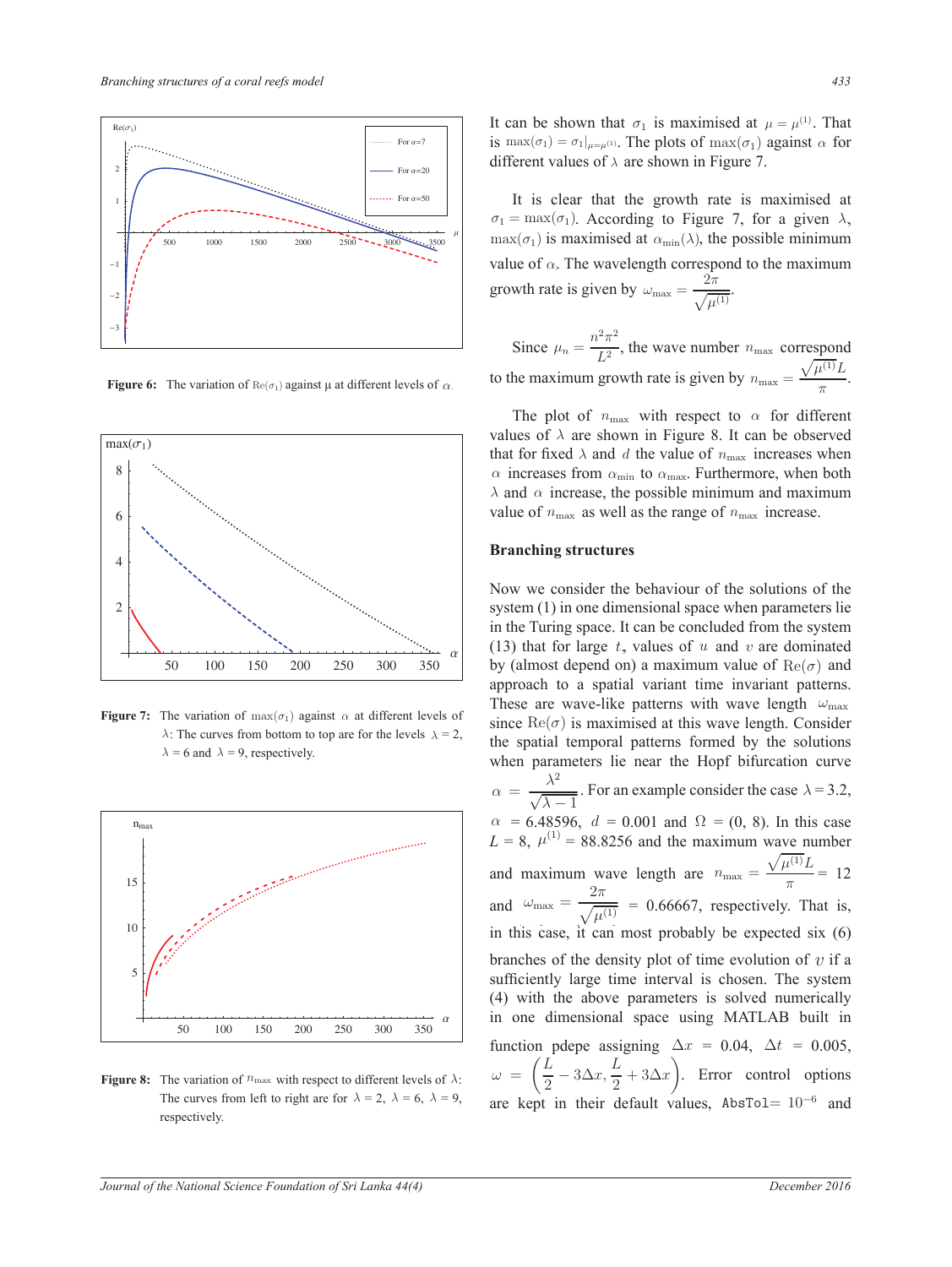**Figure 6:** The variation of $\mathrm{Re}(\sigma_1)$ against μ at different levels of $\alpha$.

**Figure 7:** The variation of $\max(\sigma_1)$ against $\alpha$ at different levels of $\lambda$: The curves from bottom to top are for the levels $\lambda = 2$, $\lambda = 6$ and $\lambda = 9$, respectively.

**Figure 8:** The variation of $n_{\max}$ with respect to different levels of $\lambda$: The curves from left to right are for $\lambda = 2$, $\lambda = 6$, $\lambda = 9$, respectively.

It can be shown that $\sigma_1$ is maximised at $\mu = \mu^{(1)}$. That is $\max(\sigma_1) = \sigma_1|_{\mu=\mu^{(1)}}$. The plots of $\max(\sigma_1)$ against $\alpha$ for different values of $\lambda$ are shown in Figure 7.

It is clear that the growth rate is maximised at $\sigma_1 = \max(\sigma_1)$. According to Figure 7, for a given $\lambda$, $\max(\sigma_1)$ is maximised at $\alpha_{\min}(\lambda)$, the possible minimum value of $\alpha$. The wavelength correspond to the maximum growth rate is given by $\omega_{\max} = \dfrac{2\pi}{\sqrt{\mu^{(1)}}}$.

Since $\mu_n = \dfrac{n^2\pi^2}{L^2}$, the wave number $n_{\max}$ correspond to the maximum growth rate is given by $n_{\max} = \dfrac{\sqrt{\mu^{(1)}}L}{\pi}$.

The plot of $n_{\max}$ with respect to $\alpha$ for different values of $\lambda$ are shown in Figure 8. It can be observed that for fixed $\lambda$ and $d$ the value of $n_{\max}$ increases when $\alpha$ increases from $\alpha_{\min}$ to $\alpha_{\max}$. Furthermore, when both $\lambda$ and $\alpha$ increase, the possible minimum and maximum value of $n_{\max}$ as well as the range of $n_{\max}$ increase.

## Branching structures

Now we consider the behaviour of the solutions of the system (1) in one dimensional space when parameters lie in the Turing space. It can be concluded from the system (13) that for large $t$, values of $u$ and $v$ are dominated by (almost depend on) a maximum value of $\mathrm{Re}(\sigma)$ and approach to a spatial variant time invariant patterns. These are wave-like patterns with wave length $\omega_{\max}$ since $\mathrm{Re}(\sigma)$ is maximised at this wave length. Consider the spatial temporal patterns formed by the solutions when parameters lie near the Hopf bifurcation curve $\alpha = \dfrac{\lambda^2}{\sqrt{\lambda - 1}}$. For an example consider the case $\lambda = 3.2$, $\alpha = 6.48596$, $d = 0.001$ and $\Omega = (0, 8)$. In this case $L = 8$, $\mu^{(1)} = 88.8256$ and the maximum wave number and maximum wave length are $n_{\max} = \dfrac{\sqrt{\mu^{(1)}}L}{\pi} = 12$ and $\omega_{\max} = \dfrac{2\pi}{\sqrt{\mu^{(1)}}} = 0.66667$, respectively. That is, in this case, it can most probably be expected six (6) branches of the density plot of time evolution of $v$ if a sufficiently large time interval is chosen. The system (4) with the above parameters is solved numerically in one dimensional space using MATLAB built in function pdepe assigning $\Delta x = 0.04$, $\Delta t = 0.005$, $\omega = \left(\dfrac{L}{2} - 3\Delta x, \dfrac{L}{2} + 3\Delta x\right)$. Error control options are kept in their default values, AbsTol= $10^{-6}$ and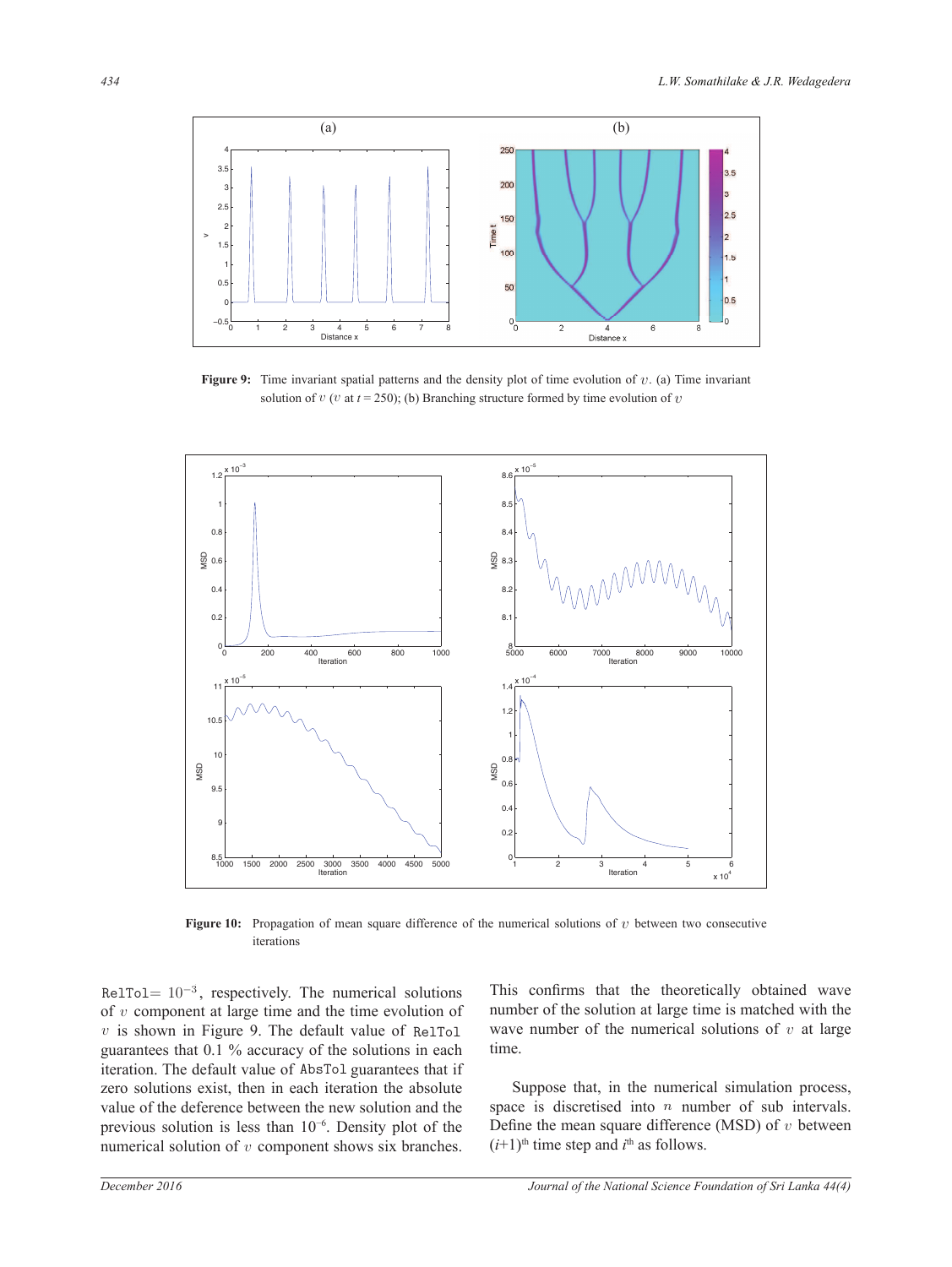**Figure 9:** Time invariant spatial patterns and the density plot of time evolution of $v$. (a) Time invariant solution of $v$ ($v$ at $t$ = 250); (b) Branching structure formed by time evolution of $v$

**Figure 10:** Propagation of mean square difference of the numerical solutions of $v$ between two consecutive iterations

RelTol= $10^{-3}$, respectively. The numerical solutions of $v$ component at large time and the time evolution of $v$ is shown in Figure 9. The default value of `RelTol` guarantees that 0.1 % accuracy of the solutions in each iteration. The default value of `AbsTol` guarantees that if zero solutions exist, then in each iteration the absolute value of the deference between the new solution and the previous solution is less than $10^{-6}$. Density plot of the numerical solution of $v$ component shows six branches. This confirms that the theoretically obtained wave number of the solution at large time is matched with the wave number of the numerical solutions of $v$ at large time.

Suppose that, in the numerical simulation process, space is discretised into $n$ number of sub intervals. Define the mean square difference (MSD) of $v$ between $(i+1)^{\text{th}}$ time step and $i^{\text{th}}$ as follows.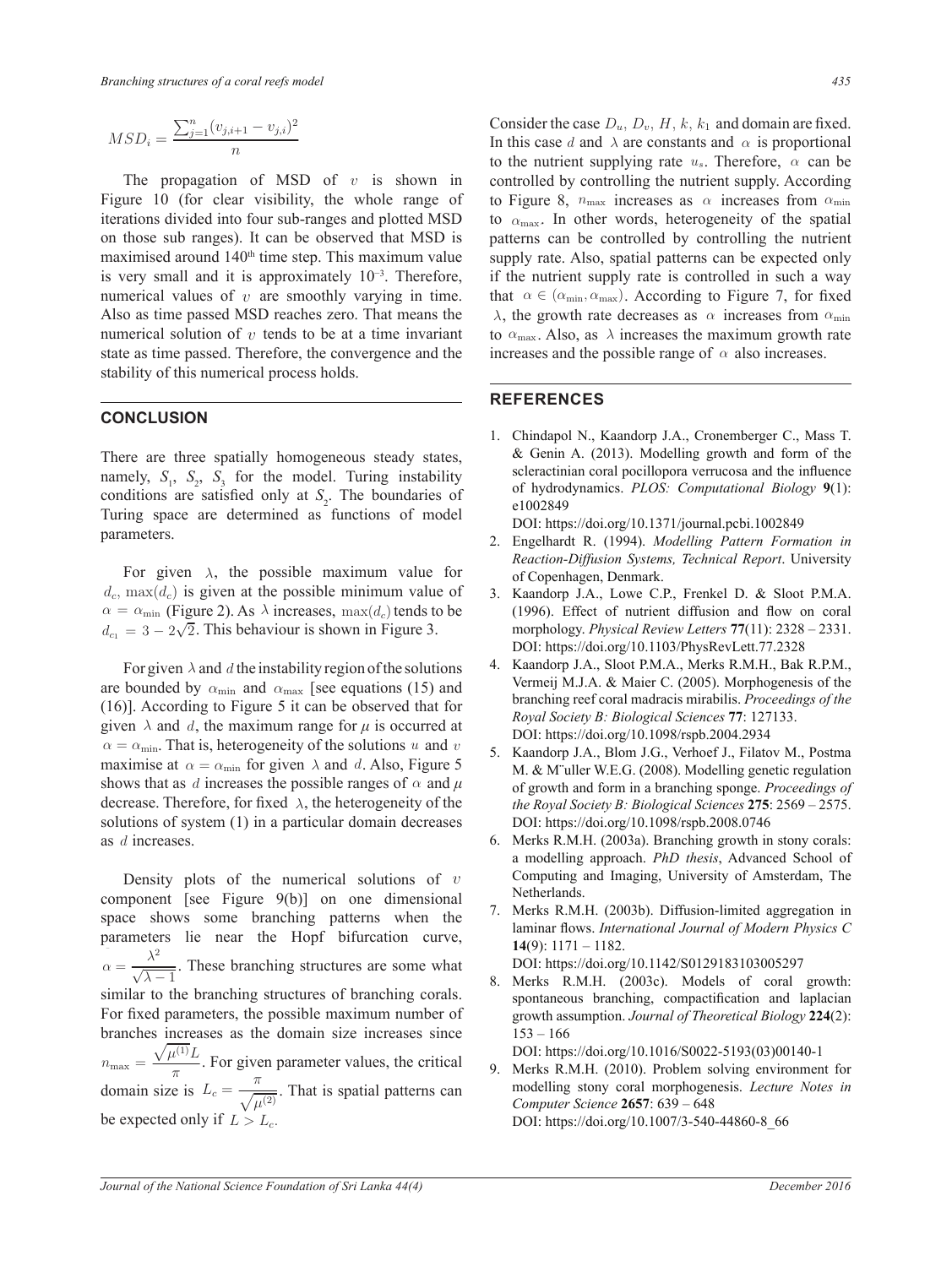$$MSD_i = \frac{\sum_{j=1}^{n}(v_{j,i+1} - v_{j,i})^2}{n}$$

The propagation of MSD of $v$ is shown in Figure 10 (for clear visibility, the whole range of iterations divided into four sub-ranges and plotted MSD on those sub ranges). It can be observed that MSD is maximised around 140[th] time step. This maximum value is very small and it is approximately $10^{-3}$. Therefore, numerical values of $v$ are smoothly varying in time. Also as time passed MSD reaches zero. That means the numerical solution of $v$ tends to be at a time invariant state as time passed. Therefore, the convergence and the stability of this numerical process holds.

## CONCLUSION

There are three spatially homogeneous steady states, namely, $S_1$, $S_2$, $S_3$ for the model. Turing instability conditions are satisfied only at $S_2$. The boundaries of Turing space are determined as functions of model parameters.

For given $\lambda$, the possible maximum value for $d_c$, $\max(d_c)$ is given at the possible minimum value of $\alpha = \alpha_{\min}$ (Figure 2). As $\lambda$ increases, $\max(d_c)$ tends to be $d_{c_1} = 3 - 2\sqrt{2}$. This behaviour is shown in Figure 3.

For given $\lambda$ and $d$ the instability region of the solutions are bounded by $\alpha_{\min}$ and $\alpha_{\max}$ [see equations (15) and (16)]. According to Figure 5 it can be observed that for given $\lambda$ and $d$, the maximum range for $\mu$ is occurred at $\alpha = \alpha_{\min}$. That is, heterogeneity of the solutions $u$ and $v$ maximise at $\alpha = \alpha_{\min}$ for given $\lambda$ and $d$. Also, Figure 5 shows that as $d$ increases the possible ranges of $\alpha$ and $\mu$ decrease. Therefore, for fixed $\lambda$, the heterogeneity of the solutions of system (1) in a particular domain decreases as $d$ increases.

Density plots of the numerical solutions of $v$ component [see Figure 9(b)] on one dimensional space shows some branching patterns when the parameters lie near the Hopf bifurcation curve, $\alpha = \frac{\lambda^2}{\sqrt{\lambda - 1}}$. These branching structures are some what similar to the branching structures of branching corals. For fixed parameters, the possible maximum number of branches increases as the domain size increases since $n_{\max} = \frac{\sqrt{\mu^{(1)}}L}{\pi}$. For given parameter values, the critical domain size is $L_c = \frac{\pi}{\sqrt{\mu^{(2)}}}$. That is spatial patterns can be expected only if $L > L_c$.

Consider the case $D_u$, $D_v$, $H$, $k$, $k_1$ and domain are fixed. In this case $d$ and $\lambda$ are constants and $\alpha$ is proportional to the nutrient supplying rate $u_s$. Therefore, $\alpha$ can be controlled by controlling the nutrient supply. According to Figure 8, $n_{\max}$ increases as $\alpha$ increases from $\alpha_{\min}$ to $\alpha_{\max}$. In other words, heterogeneity of the spatial patterns can be controlled by controlling the nutrient supply rate. Also, spatial patterns can be expected only if the nutrient supply rate is controlled in such a way that $\alpha \in (\alpha_{\min}, \alpha_{\max})$. According to Figure 7, for fixed $\lambda$, the growth rate decreases as $\alpha$ increases from $\alpha_{\min}$ to $\alpha_{\max}$. Also, as $\lambda$ increases the maximum growth rate increases and the possible range of $\alpha$ also increases.

## REFERENCES

1. Chindapol N., Kaandorp J.A., Cronemberger C., Mass T. & Genin A. (2013). Modelling growth and form of the scleractinian coral pocillopora verrucosa and the influence of hydrodynamics. *PLOS: Computational Biology* **9**(1): e1002849
   DOI: https://doi.org/10.1371/journal.pcbi.1002849
2. Engelhardt R. (1994). *Modelling Pattern Formation in Reaction-Diffusion Systems, Technical Report*. University of Copenhagen, Denmark.
3. Kaandorp J.A., Lowe C.P., Frenkel D. & Sloot P.M.A. (1996). Effect of nutrient diffusion and flow on coral morphology. *Physical Review Letters* **77**(11): 2328 – 2331.
   DOI: https://doi.org/10.1103/PhysRevLett.77.2328
4. Kaandorp J.A., Sloot P.M.A., Merks R.M.H., Bak R.P.M., Vermeij M.J.A. & Maier C. (2005). Morphogenesis of the branching reef coral madracis mirabilis. *Proceedings of the Royal Society B: Biological Sciences* **77**: 127133.
   DOI: https://doi.org/10.1098/rspb.2004.2934
5. Kaandorp J.A., Blom J.G., Verhoef J., Filatov M., Postma M. & M¨uller W.E.G. (2008). Modelling genetic regulation of growth and form in a branching sponge. *Proceedings of the Royal Society B: Biological Sciences* **275**: 2569 – 2575.
   DOI: https://doi.org/10.1098/rspb.2008.0746
6. Merks R.M.H. (2003a). Branching growth in stony corals: a modelling approach. *PhD thesis*, Advanced School of Computing and Imaging, University of Amsterdam, The Netherlands.
7. Merks R.M.H. (2003b). Diffusion-limited aggregation in laminar flows. *International Journal of Modern Physics C* **14**(9): 1171 – 1182.
   DOI: https://doi.org/10.1142/S0129183103005297
8. Merks R.M.H. (2003c). Models of coral growth: spontaneous branching, compactification and laplacian growth assumption. *Journal of Theoretical Biology* **224**(2): 153 – 166
   DOI: https://doi.org/10.1016/S0022-5193(03)00140-1
9. Merks R.M.H. (2010). Problem solving environment for modelling stony coral morphogenesis. *Lecture Notes in Computer Science* **2657**: 639 – 648
   DOI: https://doi.org/10.1007/3-540-44860-8_66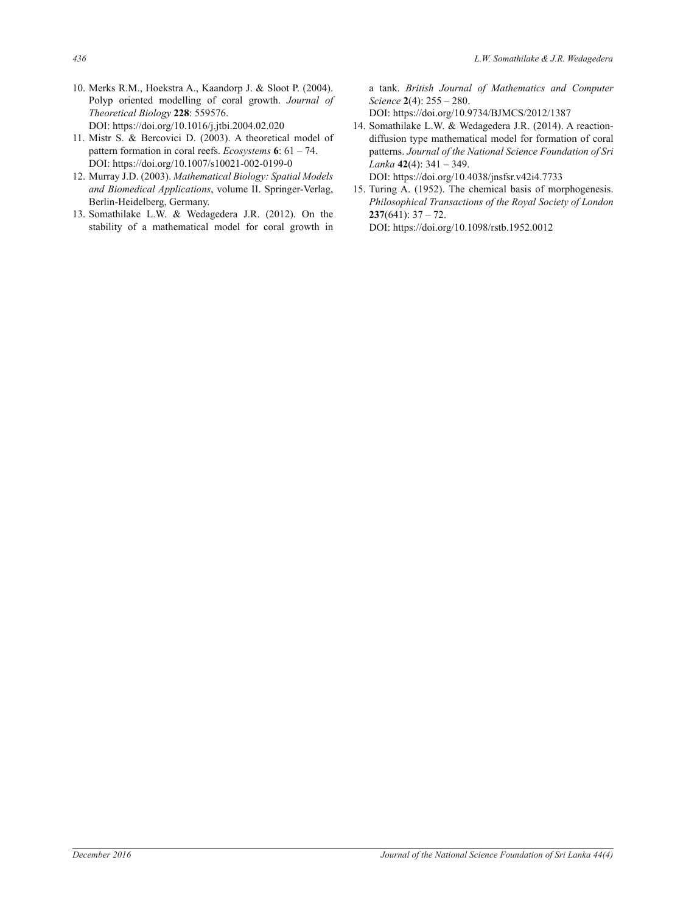10. Merks R.M., Hoekstra A., Kaandorp J. & Sloot P. (2004). Polyp oriented modelling of coral growth. *Journal of Theoretical Biology* **228**: 559576.
    DOI: https://doi.org/10.1016/j.jtbi.2004.02.020
11. Mistr S. & Bercovici D. (2003). A theoretical model of pattern formation in coral reefs. *Ecosystems* **6**: 61 – 74.
    DOI: https://doi.org/10.1007/s10021-002-0199-0
12. Murray J.D. (2003). *Mathematical Biology: Spatial Models and Biomedical Applications*, volume II. Springer-Verlag, Berlin-Heidelberg, Germany.
13. Somathilake L.W. & Wedagedera J.R. (2012). On the stability of a mathematical model for coral growth in a tank. *British Journal of Mathematics and Computer Science* **2**(4): 255 – 280.
    DOI: https://doi.org/10.9734/BJMCS/2012/1387
14. Somathilake L.W. & Wedagedera J.R. (2014). A reaction-diffusion type mathematical model for formation of coral patterns. *Journal of the National Science Foundation of Sri Lanka* **42**(4): 341 – 349.
    DOI: https://doi.org/10.4038/jnsfsr.v42i4.7733
15. Turing A. (1952). The chemical basis of morphogenesis. *Philosophical Transactions of the Royal Society of London* **237**(641): 37 – 72.
    DOI: https://doi.org/10.1098/rstb.1952.0012